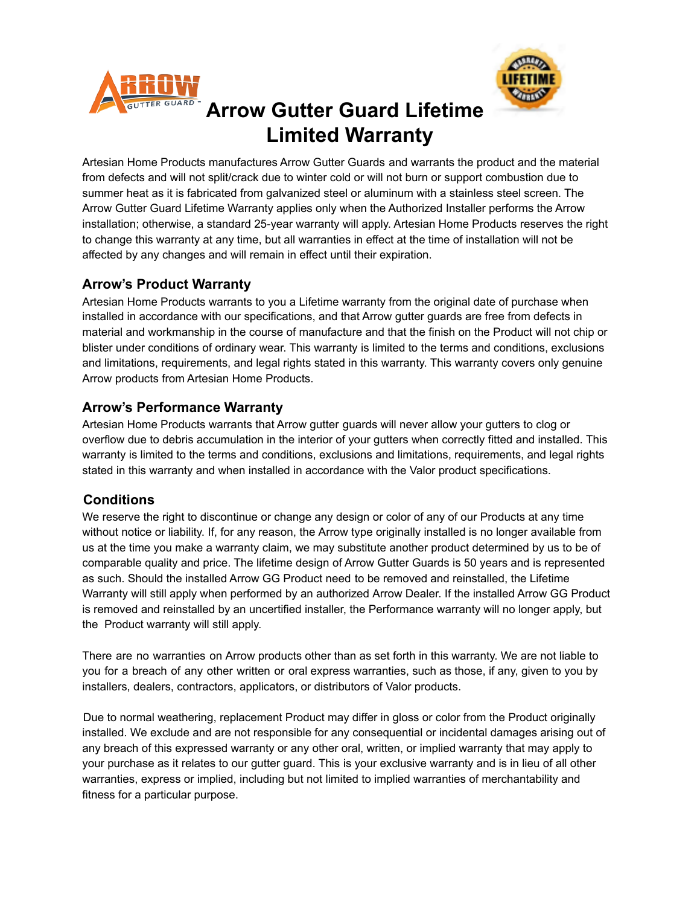# Arrow Gutter Guard Lifetime Limited Warranty

Artesian Home Products manufactures Arrow Gutter Guards and warrants the product and the material from defects and will not split/crack due to winter cold or will not burn or support combustion due to summer heat as it is fabricated from galvanized steel or aluminum with a stainless steel screen. The Arrow Gutter Guard Lifetime Warranty applies only when the Authorized Installer performs the Arrow installation; otherwise, a standard 25-year warranty will apply. Artesian Home Products reserves the right to change this warranty at any time, but all warranties in effect at the time of installation will not be affected by any changes and will remain in effect until their expiration.

## Arrow's Product Warranty

Artesian Home Products warrants to you a Lifetime warranty from the original date of purchase when installed in accordance with our specifications, and that Arrow gutter guards are free from defects in material and workmanship in the course of manufacture and that the finish on the Product will not chip or blister under conditions of ordinary wear. This warranty is limited to the terms and conditions, exclusions and limitations, requirements, and legal rights stated in this warranty. This warranty covers only genuine Arrow products from Artesian Home Products.

## Arrow's Performance Warranty

Artesian Home Products warrants that Arrow gutter guards will never allow your gutters to clog or overflow due to debris accumulation in the interior of your gutters when correctly fitted and installed. This warranty is limited to the terms and conditions, exclusions and limitations, requirements, and legal rights stated in this warranty and when installed in accordance with the Valor product specifications.

## Conditions

We reserve the right to discontinue or change any design or color of any of our Products at any time without notice or liability. If, for any reason, the Arrow type originally installed is no longer available from us at the time you make a warranty claim, we may substitute another product determined by us to be of comparable quality and price. The lifetime design of Arrow Gutter Guards is 50 years and is represented as such. Should the installed Arrow GG Product need to be removed and reinstalled, the Lifetime Warranty will still apply when performed by an authorized Arrow Dealer. If the installed Arrow GG Product is removed and reinstalled by an uncertified installer, the Performance warranty will no longer apply, but the Product warranty will still apply.

There are no warranties on Arrow products other than as set forth in this warranty. We are not liable to you for a breach of any other written or oral express warranties, such as those, if any, given to you by installers, dealers, contractors, applicators, or distributors of Valor products.

Due to normal weathering, replacement Product may differ in gloss or color from the Product originally installed. We exclude and are not responsible for any consequential or incidental damages arising out of any breach of this expressed warranty or any other oral, written, or implied warranty that may apply to your purchase as it relates to our gutter guard. This is your exclusive warranty and is in lieu of all other warranties, express or implied, including but not limited to implied warranties of merchantability and fitness for a particular purpose.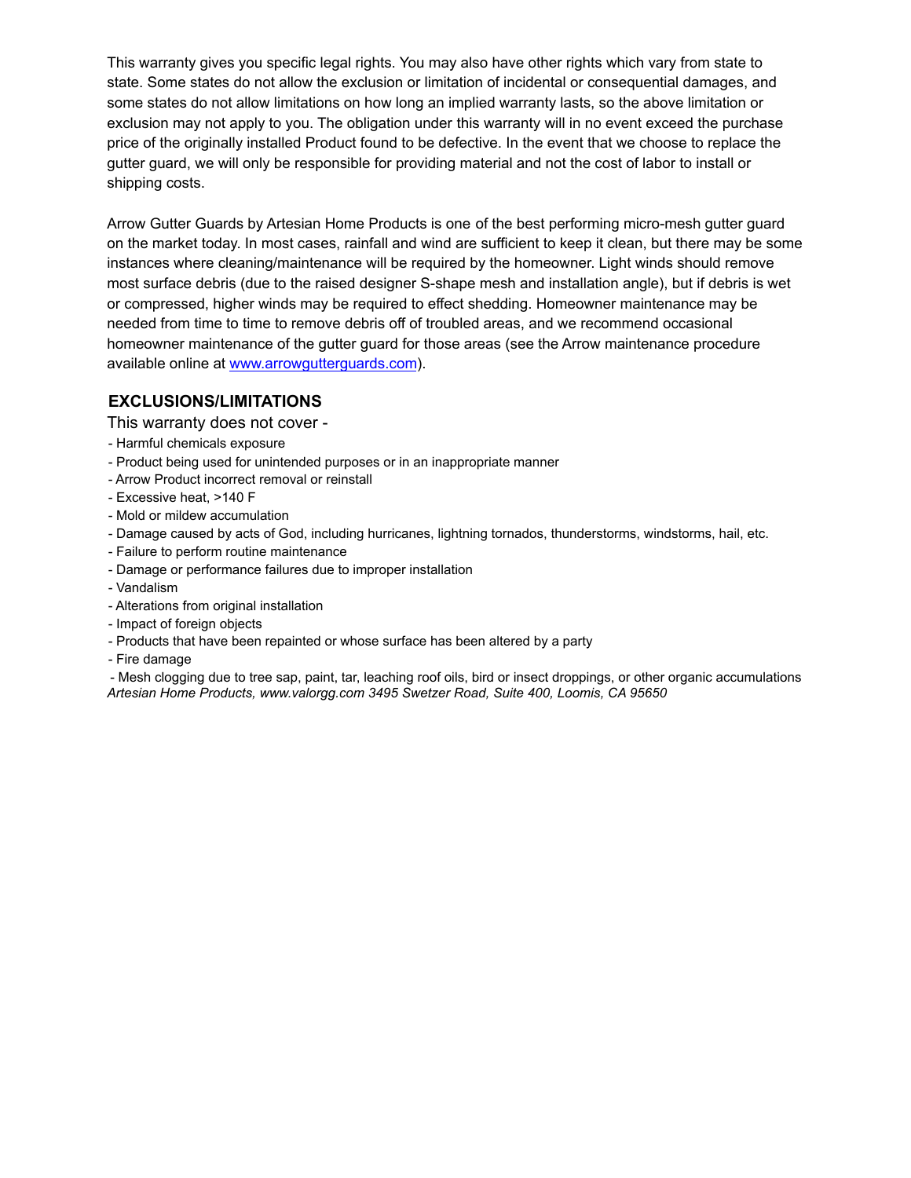This warranty gives you specific legal rights. You may also have other rights which vary from state to state. Some states do not allow the exclusion or limitation of incidental or consequential damages, and some states do not allow limitations on how long an implied warranty lasts, so the above limitation or exclusion may not apply to you. The obligation under this warranty will in no event exceed the purchase price of the originally installed Product found to be defective. In the event that we choose to replace the gutter guard, we will only be responsible for providing material and not the cost of labor to install or shipping costs.

Arrow Gutter Guards by Artesian Home Products is one of the best performing micro-mesh gutter guard on the market today. In most cases, rainfall and wind are sufficient to keep it clean, but there may be some instances where cleaning/maintenance will be required by the homeowner. Light winds should remove most surface debris (due to the raised designer S-shape mesh and installation angle), but if debris is wet or compressed, higher winds may be required to effect shedding. Homeowner maintenance may be needed from time to time to remove debris off of troubled areas, and we recommend occasional homeowner maintenance of the gutter guard for those areas (see the Arrow maintenance procedure available online at [www.arrowgutterguards.com](www.arrowgutterguards.com)).

## EXCLUSIONS/LIMITATIONS

This warranty does not cover -

- Harmful chemicals exposure
- Product being used for unintended purposes or in an inappropriate manner
- Arrow Product incorrect removal or reinstall
- Excessive heat, >140 F
- Mold or mildew accumulation
- Damage caused by acts of God, including hurricanes, lightning tornados, thunderstorms, windstorms, hail, etc.
- Failure to perform routine maintenance
- Damage or performance failures due to improper installation
- Vandalism
- Alterations from original installation
- Impact of foreign objects
- Products that have been repainted or whose surface has been altered by a party
- Fire damage
- Mesh clogging due to tree sap, paint, tar, leaching roof oils, bird or insect droppings, or other organic accumulations

*Artesian Home Products, www.valorgg.com 3495 Swetzer Road, Suite 400, Loomis, CA 95650*